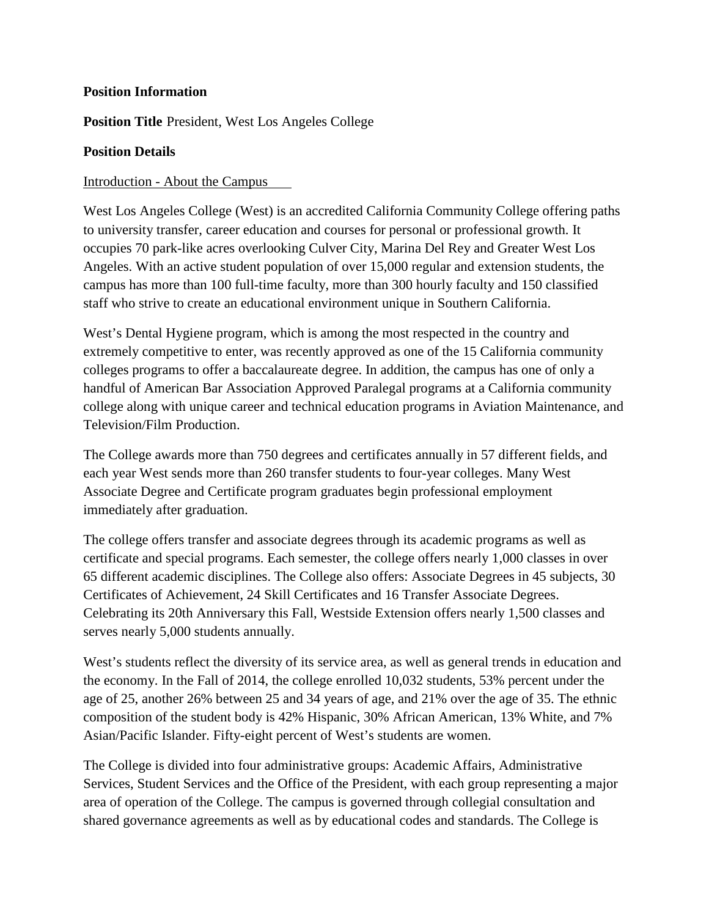**Position Information**

**Position Title** President, West Los Angeles College

**Position Details**

Introduction - About the Campus

West Los Angeles College (West) is an accredited California Community College offering paths to university transfer, career education and courses for personal or professional growth. It occupies 70 park-like acres overlooking Culver City, Marina Del Rey and Greater West Los Angeles. With an active student population of over 15,000 regular and extension students, the campus has more than 100 full-time faculty, more than 300 hourly faculty and 150 classified staff who strive to create an educational environment unique in Southern California.

West's Dental Hygiene program, which is among the most respected in the country and extremely competitive to enter, was recently approved as one of the 15 California community colleges programs to offer a baccalaureate degree. In addition, the campus has one of only a handful of American Bar Association Approved Paralegal programs at a California community college along with unique career and technical education programs in Aviation Maintenance, and Television/Film Production.

The College awards more than 750 degrees and certificates annually in 57 different fields, and each year West sends more than 260 transfer students to four-year colleges. Many West Associate Degree and Certificate program graduates begin professional employment immediately after graduation.

The college offers transfer and associate degrees through its academic programs as well as certificate and special programs. Each semester, the college offers nearly 1,000 classes in over 65 different academic disciplines. The College also offers: Associate Degrees in 45 subjects, 30 Certificates of Achievement, 24 Skill Certificates and 16 Transfer Associate Degrees. Celebrating its 20th Anniversary this Fall, Westside Extension offers nearly 1,500 classes and serves nearly 5,000 students annually.

West's students reflect the diversity of its service area, as well as general trends in education and the economy. In the Fall of 2014, the college enrolled 10,032 students, 53% percent under the age of 25, another 26% between 25 and 34 years of age, and 21% over the age of 35. The ethnic composition of the student body is 42% Hispanic, 30% African American, 13% White, and 7% Asian/Pacific Islander. Fifty-eight percent of West's students are women.

The College is divided into four administrative groups: Academic Affairs, Administrative Services, Student Services and the Office of the President, with each group representing a major area of operation of the College. The campus is governed through collegial consultation and shared governance agreements as well as by educational codes and standards. The College is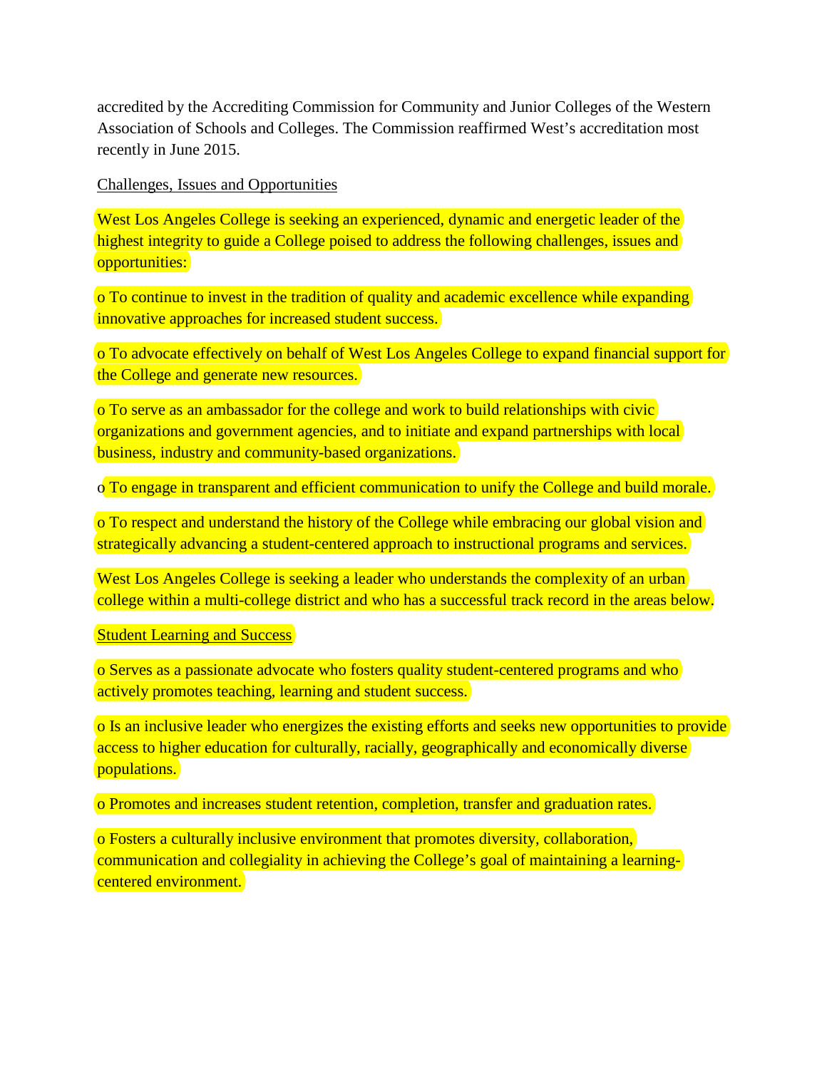accredited by the Accrediting Commission for Community and Junior Colleges of the Western Association of Schools and Colleges. The Commission reaffirmed West's accreditation most recently in June 2015.

<u>Challenges, Issues and Opportunities</u>

West Los Angeles College is seeking an experienced, dynamic and energetic leader of the highest integrity to guide a College poised to address the following challenges, issues and opportunities:

- To continue to invest in the tradition of quality and academic excellence while expanding innovative approaches for increased student success.
- To advocate effectively on behalf of West Los Angeles College to expand financial support for the College and generate new resources.
- To serve as an ambassador for the college and work to build relationships with civic organizations and government agencies, and to initiate and expand partnerships with local business, industry and community-based organizations.
- To engage in transparent and efficient communication to unify the College and build morale.
- To respect and understand the history of the College while embracing our global vision and strategically advancing a student-centered approach to instructional programs and services.

West Los Angeles College is seeking a leader who understands the complexity of an urban college within a multi-college district and who has a successful track record in the areas below.

<u>Student Learning and Success</u>

- Serves as a passionate advocate who fosters quality student-centered programs and who actively promotes teaching, learning and student success.
- Is an inclusive leader who energizes the existing efforts and seeks new opportunities to provide access to higher education for culturally, racially, geographically and economically diverse populations.
- Promotes and increases student retention, completion, transfer and graduation rates.
- Fosters a culturally inclusive environment that promotes diversity, collaboration, communication and collegiality in achieving the College's goal of maintaining a learning-centered environment.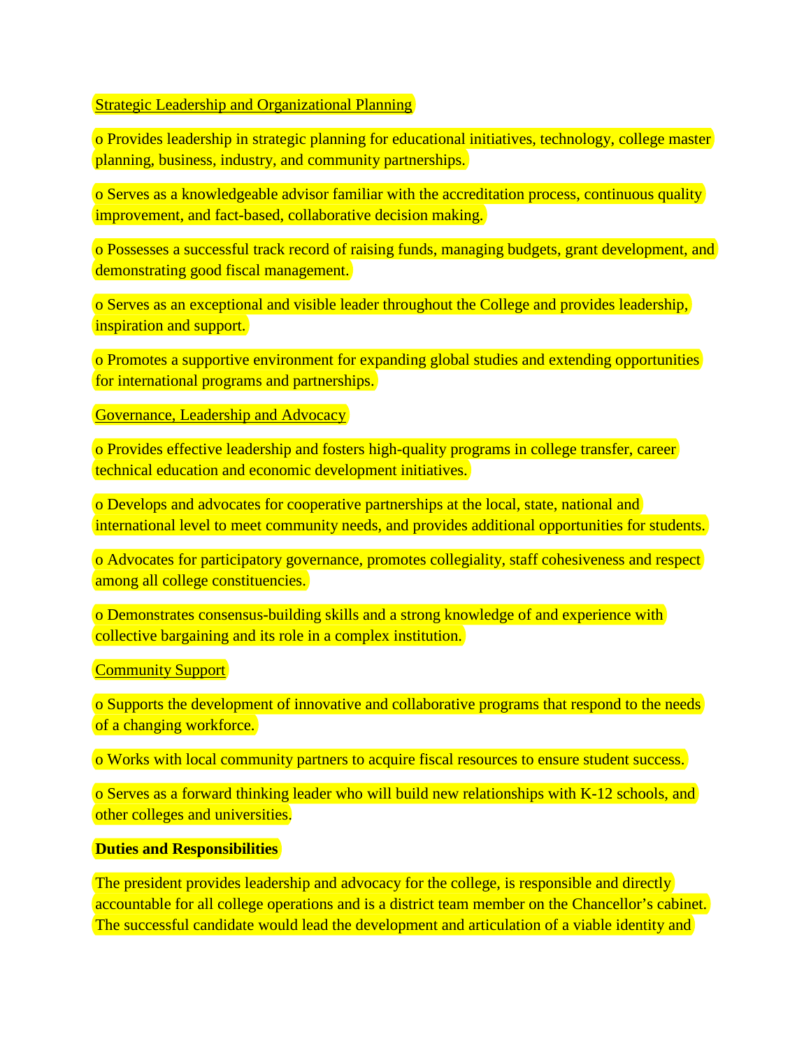<u>Strategic Leadership and Organizational Planning</u>

o Provides leadership in strategic planning for educational initiatives, technology, college master planning, business, industry, and community partnerships.

o Serves as a knowledgeable advisor familiar with the accreditation process, continuous quality improvement, and fact-based, collaborative decision making.

o Possesses a successful track record of raising funds, managing budgets, grant development, and demonstrating good fiscal management.

o Serves as an exceptional and visible leader throughout the College and provides leadership, inspiration and support.

o Promotes a supportive environment for expanding global studies and extending opportunities for international programs and partnerships.

<u>Governance, Leadership and Advocacy</u>

o Provides effective leadership and fosters high-quality programs in college transfer, career technical education and economic development initiatives.

o Develops and advocates for cooperative partnerships at the local, state, national and international level to meet community needs, and provides additional opportunities for students.

o Advocates for participatory governance, promotes collegiality, staff cohesiveness and respect among all college constituencies.

o Demonstrates consensus-building skills and a strong knowledge of and experience with collective bargaining and its role in a complex institution.

<u>Community Support</u>

o Supports the development of innovative and collaborative programs that respond to the needs of a changing workforce.

o Works with local community partners to acquire fiscal resources to ensure student success.

o Serves as a forward thinking leader who will build new relationships with K-12 schools, and other colleges and universities.

**Duties and Responsibilities**

The president provides leadership and advocacy for the college, is responsible and directly accountable for all college operations and is a district team member on the Chancellor's cabinet. The successful candidate would lead the development and articulation of a viable identity and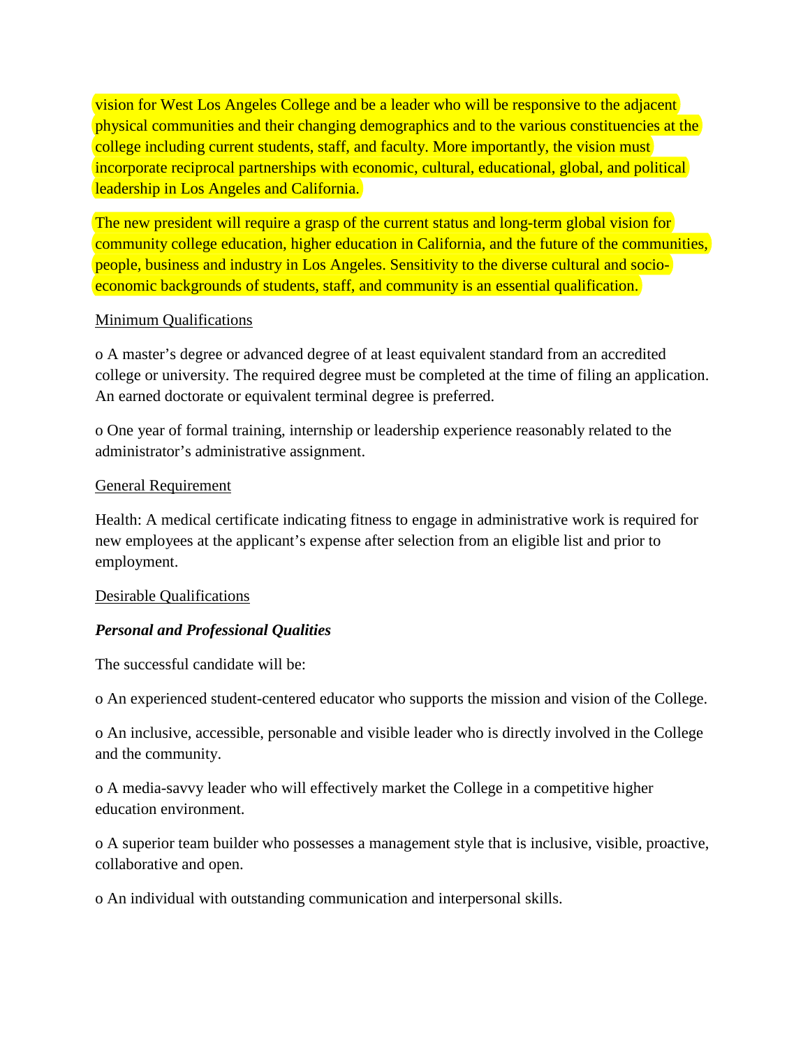vision for West Los Angeles College and be a leader who will be responsive to the adjacent physical communities and their changing demographics and to the various constituencies at the college including current students, staff, and faculty. More importantly, the vision must incorporate reciprocal partnerships with economic, cultural, educational, global, and political leadership in Los Angeles and California.

The new president will require a grasp of the current status and long-term global vision for community college education, higher education in California, and the future of the communities, people, business and industry in Los Angeles. Sensitivity to the diverse cultural and socio-economic backgrounds of students, staff, and community is an essential qualification.

Minimum Qualifications

o A master's degree or advanced degree of at least equivalent standard from an accredited college or university. The required degree must be completed at the time of filing an application. An earned doctorate or equivalent terminal degree is preferred.

o One year of formal training, internship or leadership experience reasonably related to the administrator's administrative assignment.

General Requirement

Health: A medical certificate indicating fitness to engage in administrative work is required for new employees at the applicant's expense after selection from an eligible list and prior to employment.

Desirable Qualifications

***Personal and Professional Qualities***

The successful candidate will be:

o An experienced student-centered educator who supports the mission and vision of the College.

o An inclusive, accessible, personable and visible leader who is directly involved in the College and the community.

o A media-savvy leader who will effectively market the College in a competitive higher education environment.

o A superior team builder who possesses a management style that is inclusive, visible, proactive, collaborative and open.

o An individual with outstanding communication and interpersonal skills.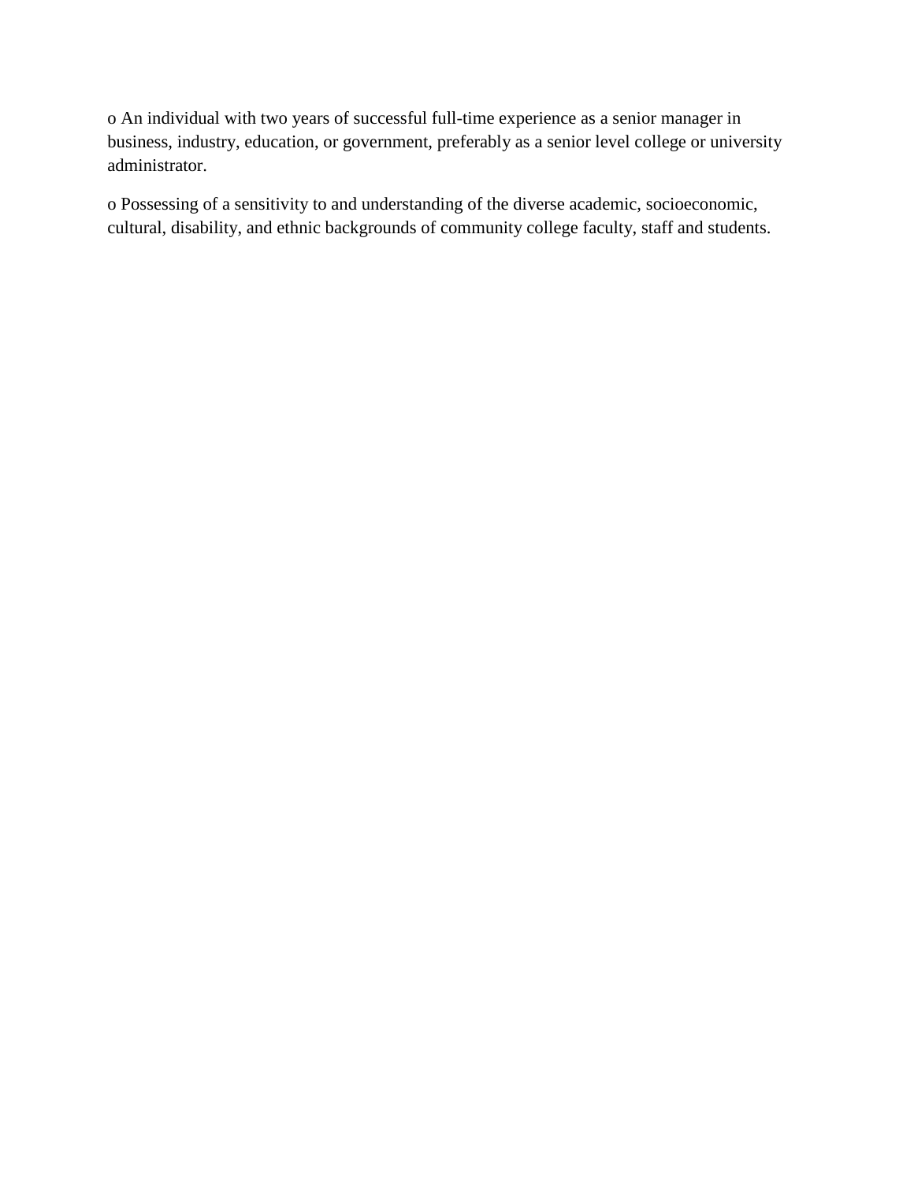- An individual with two years of successful full-time experience as a senior manager in business, industry, education, or government, preferably as a senior level college or university administrator.

- Possessing of a sensitivity to and understanding of the diverse academic, socioeconomic, cultural, disability, and ethnic backgrounds of community college faculty, staff and students.